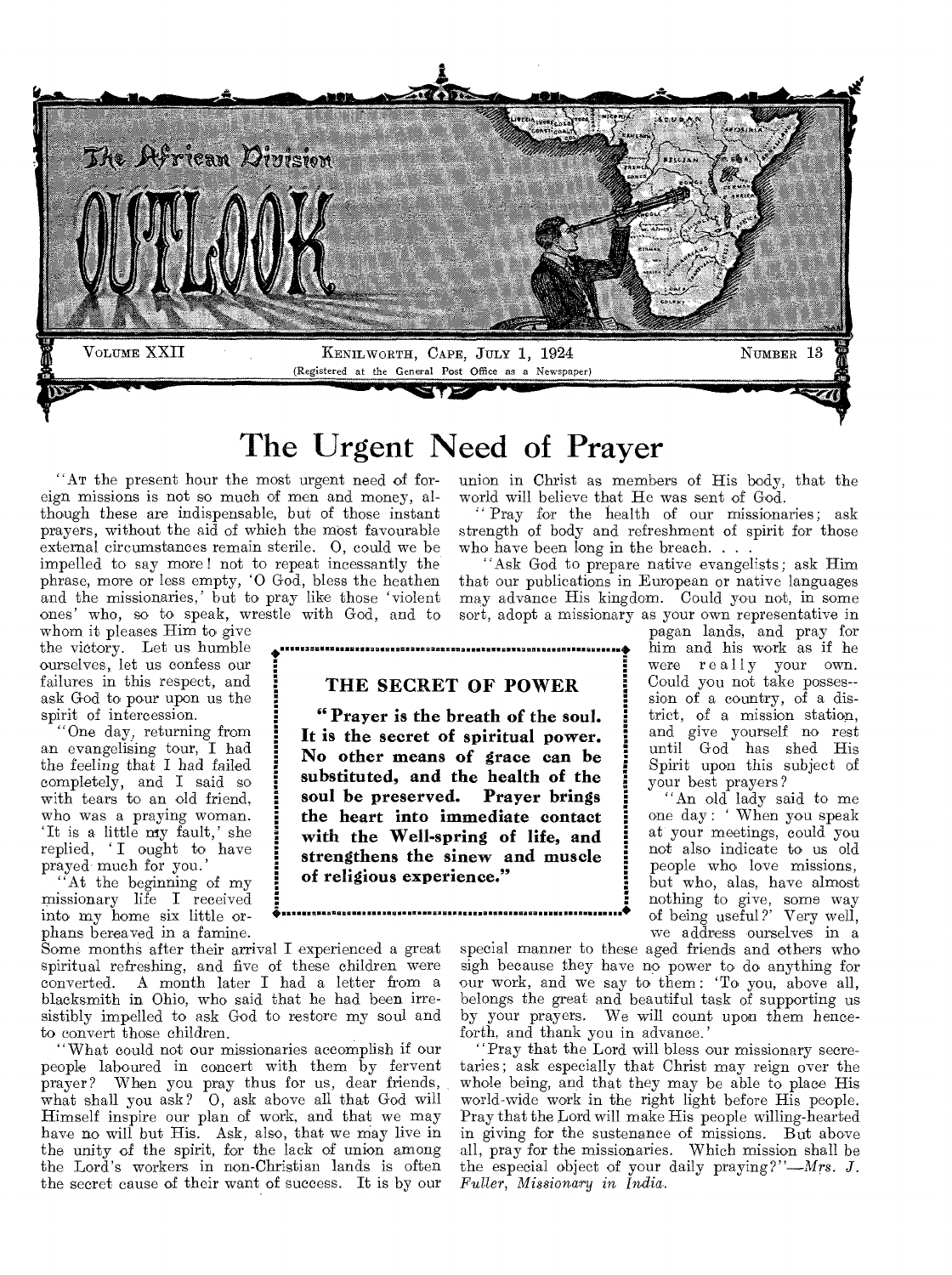# The African Division Outlook

Volume XXII — Kenilworth, Cape, July 1, 1924 — Number 13

(Registered at the General Post Office as a Newspaper)

## The Urgent Need of Prayer

"At the present hour the most urgent need of foreign missions is not so much of men and money, although these are indispensable, but of those instant prayers, without the aid of which the most favourable external circumstances remain sterile. O, could we be impelled to say more! not to repeat incessantly the phrase, more or less empty, 'O God, bless the heathen and the missionaries,' but to pray like those 'violent ones' who, so to speak, wrestle with God, and to whom it pleases Him to give the victory. Let us humble ourselves, let us confess our failures in this respect, and ask God to pour upon us the spirit of intercession.

"One day, returning from an evangelising tour, I had the feeling that I had failed completely, and I said so with tears to an old friend, who was a praying woman. 'It is a little my fault,' she replied, 'I ought to have prayed much for you.'

"At the beginning of my missionary life I received into my home six little orphans bereaved in a famine. Some months after their arrival I experienced a great spiritual refreshing, and five of these children were converted. A month later I had a letter from a blacksmith in Ohio, who said that he had been irresistibly impelled to ask God to restore my soul and to convert those children.

"What could not our missionaries accomplish if our people laboured in concert with them by fervent prayer? When you pray thus for us, dear friends, what shall you ask? O, ask above all that God will Himself inspire our plan of work, and that we may have no will but His. Ask, also, that we may live in the unity of the spirit, for the lack of union among the Lord's workers in non-Christian lands is often the secret cause of their want of success. It is by our union in Christ as members of His body, that the world will believe that He was sent of God.

"Pray for the health of our missionaries; ask strength of body and refreshment of spirit for those who have been long in the breach. . . .

"Ask God to prepare native evangelists; ask Him that our publications in European or native languages may advance His kingdom. Could you not, in some sort, adopt a missionary as your own representative in pagan lands, and pray for him and his work as if he were really your own. Could you not take possession of a country, of a district, of a mission station, and give yourself no rest until God has shed His Spirit upon this subject of your best prayers?

"An old lady said to me one day: 'When you speak at your meetings, could you not also indicate to us old people who love missions, but who, alas, have almost nothing to give, some way of being useful?' Very well, we address ourselves in a special manner to these aged friends and others who sigh because they have no power to do anything for our work, and we say to them: 'To you, above all, belongs the great and beautiful task of supporting us by your prayers. We will count upon them henceforth, and thank you in advance.'

"Pray that the Lord will bless our missionary secretaries; ask especially that Christ may reign over the whole being, and that they may be able to place His world-wide work in the right light before His people. Pray that the Lord will make His people willing-hearted in giving for the sustenance of missions. But above all, pray for the missionaries. Which mission shall be the especial object of your daily praying?"—*Mrs. J. Fuller, Missionary in India.*

### THE SECRET OF POWER

**"Prayer is the breath of the soul. It is the secret of spiritual power. No other means of grace can be substituted, and the health of the soul be preserved. Prayer brings the heart into immediate contact with the Well-spring of life, and strengthens the sinew and muscle of religious experience."**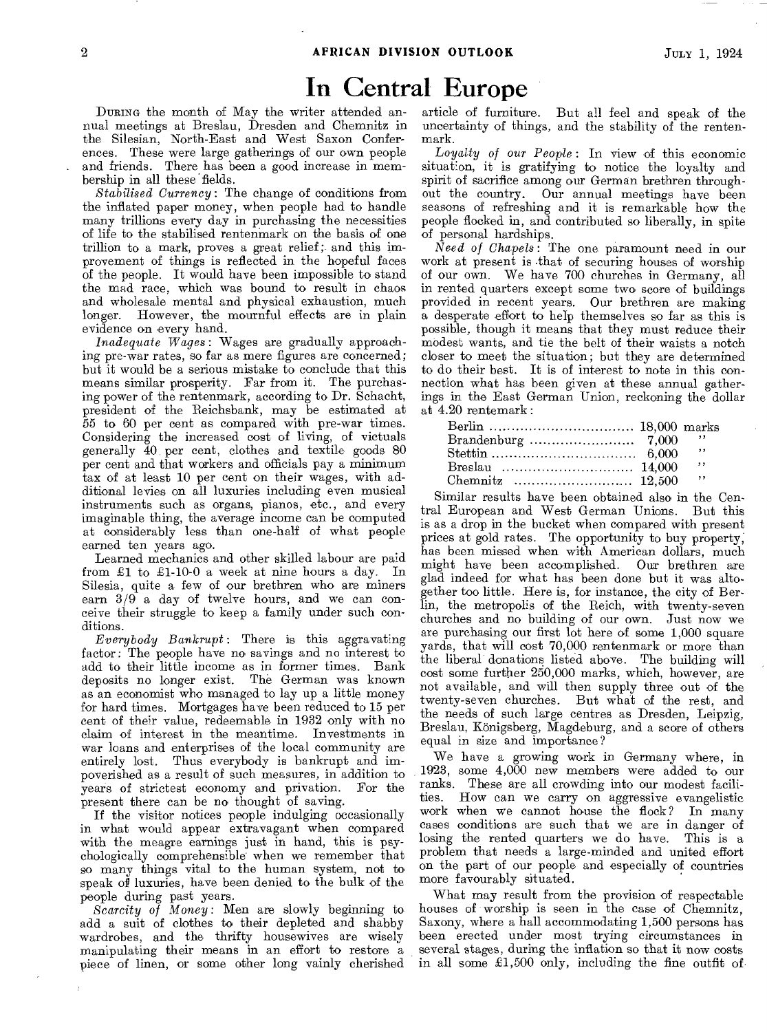# In Central Europe

DURING the month of May the writer attended annual meetings at Breslau, Dresden and Chemnitz in the Silesian, North-East and West Saxon Conferences. These were large gatherings of our own people and friends. There has been a good increase in membership in all these fields.

*Stabilised Currency*: The change of conditions from the inflated paper money, when people had to handle many trillions every day in purchasing the necessities of life to the stabilised rentenmark on the basis of one trillion to a mark, proves a great relief; and this improvement of things is reflected in the hopeful faces of the people. It would have been impossible to stand the mad race, which was bound to result in chaos and wholesale mental and physical exhaustion, much longer. However, the mournful effects are in plain evidence on every hand.

*Inadequate Wages*: Wages are gradually approaching pre-war rates, so far as mere figures are concerned; but it would be a serious mistake to conclude that this means similar prosperity. Far from it. The purchasing power of the rentenmark, according to Dr. Schacht, president of the Reichsbank, may be estimated at 55 to 60 per cent as compared with pre-war times. Considering the increased cost of living, of victuals generally 40 per cent, clothes and textile goods 80 per cent and that workers and officials pay a minimum tax of at least 10 per cent on their wages, with additional levies on all luxuries including even musical instruments such as organs, pianos, etc., and every imaginable thing, the average income can be computed at considerably less than one-half of what people earned ten years ago.

Learned mechanics and other skilled labour are paid from £1 to £1-10-0 a week at nine hours a day. In Silesia, quite a few of our brethren who are miners earn 3/9 a day of twelve hours, and we can conceive their struggle to keep a family under such conditions.

*Everybody Bankrupt*: There is this aggravating factor: The people have no savings and no interest to add to their little income as in former times. Bank deposits no longer exist. The German was known as an economist who managed to lay up a little money for hard times. Mortgages have been reduced to 15 per cent of their value, redeemable in 1932 only with no claim of interest in the meantime. Investments in war loans and enterprises of the local community are entirely lost. Thus everybody is bankrupt and impoverished as a result of such measures, in addition to years of strictest economy and privation. For the present there can be no thought of saving.

If the visitor notices people indulging occasionally in what would appear extravagant when compared with the meagre earnings just in hand, this is psychologically comprehensible when we remember that so many things vital to the human system, not to speak of luxuries, have been denied to the bulk of the people during past years.

*Scarcity of Money*: Men are slowly beginning to add a suit of clothes to their depleted and shabby wardrobes, and the thrifty housewives are wisely manipulating their means in an effort to restore a piece of linen, or some other long vainly cherished article of furniture. But all feel and speak of the uncertainty of things, and the stability of the rentenmark.

*Loyalty of our People*: In view of this economic situation, it is gratifying to notice the loyalty and spirit of sacrifice among our German brethren throughout the country. Our annual meetings have been seasons of refreshing and it is remarkable how the people flocked in, and contributed so liberally, in spite of personal hardships.

*Need of Chapels*: The one paramount need in our work at present is that of securing houses of worship of our own. We have 700 churches in Germany, all in rented quarters except some two score of buildings provided in recent years. Our brethren are making a desperate effort to help themselves so far as this is possible, though it means that they must reduce their modest wants, and tie the belt of their waists a notch closer to meet the situation; but they are determined to do their best. It is of interest to note in this connection what has been given at these annual gatherings in the East German Union, reckoning the dollar at 4.20 rentemark:

| | | |
|---|---|---|
| Berlin | 18,000 | marks |
| Brandenburg | 7,000 | " |
| Stettin | 6,000 | " |
| Breslau | 14,000 | " |
| Chemnitz | 12,500 | " |

Similar results have been obtained also in the Central European and West German Unions. But this is as a drop in the bucket when compared with present prices at gold rates. The opportunity to buy property, has been missed when with American dollars, much might have been accomplished. Our brethren are glad indeed for what has been done but it was altogether too little. Here is, for instance, the city of Berlin, the metropolis of the Reich, with twenty-seven churches and no building of our own. Just now we are purchasing our first lot here of some 1,000 square yards, that will cost 70,000 rentenmark or more than the liberal donations listed above. The building will cost some further 250,000 marks, which, however, are not available, and will then supply three out of the twenty-seven churches. But what of the rest, and the needs of such large centres as Dresden, Leipzig, Breslau, Königsberg, Magdeburg, and a score of others equal in size and importance?

We have a growing work in Germany where, in 1923, some 4,000 new members were added to our ranks. These are all crowding into our modest facilities. How can we carry on aggressive evangelistic work when we cannot house the flock? In many cases conditions are such that we are in danger of losing the rented quarters we do have. This is a problem that needs a large-minded and united effort on the part of our people and especially of countries more favourably situated.

What may result from the provision of respectable houses of worship is seen in the case of Chemnitz, Saxony, where a hall accommodating 1,500 persons has been erected under most trying circumstances in several stages, during the inflation so that it now costs in all some £1,500 only, including the fine outfit of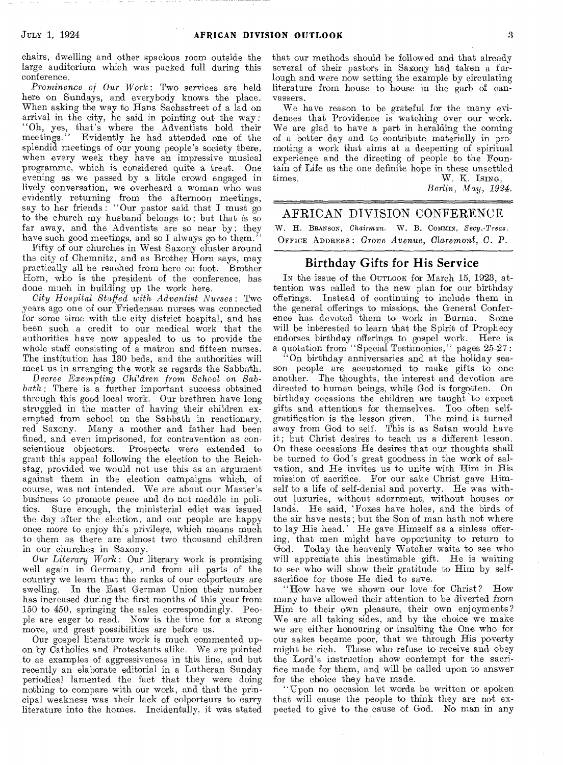chairs, dwelling and other spacious room outside the large auditorium which was packed full during this conference.

*Prominence of Our Work*: Two services are held here on Sundays, and everybody knows the place. When asking the way to Hans Sachsstreet of a lad on arrival in the city, he said in pointing out the way: "Oh, yes, that's where the Adventists hold their meetings." Evidently he had attended one of the splendid meetings of our young people's society there, when every week they have an impressive musical programme, which is considered quite a treat. One evening as we passed by a little crowd engaged in lively conversation, we overheard a woman who was evidently returning from the afternoon meetings, say to her friends: "Our pastor said that I must go to the church my husband belongs to; but that is so far away, and the Adventists are so near by; they have such good meetings, and so I always go to them."

Fifty of our churches in West Saxony cluster around the city of Chemnitz, and as Brother Horn says, may practically all be reached from here on foot. Brother Horn, who is the president of the conference, has done much in building up the work here.

*City Hospital Staffed with Adventist Nurses*: Two years ago one of our Friedensau nurses was connected for some time with the city district hospital, and has been such a credit to our medical work that the authorities have now appealed to us to provide the whole staff consisting of a matron and fifteen nurses. The institution has 130 beds, and the authorities will meet us in arranging the work as regards the Sabbath.

*Decree Exempting Children from School on Sabbath*: There is a further important success obtained through this good local work. Our brethren have long struggled in the matter of having their children exempted from school on the Sabbath in reactionary, red Saxony. Many a mother and father had been fined, and even imprisoned, for contravention as conscientious objectors. Prospects were extended to grant this appeal following the election to the Reichstag, provided we would not use this as an argument against them in the election campaigns which, of course, was not intended. We are about our Master's business to promote peace and do not meddle in politics. Sure enough, the ministerial edict was issued the day after the election, and our people are happy once more to enjoy this privilege, which means much to them as there are almost two thousand children in our churches in Saxony.

*Our Literary Work*: Our literary work is promising well again in Germany, and from all parts of the country we learn that the ranks of our colporteurs are swelling. In the East German Union their number has increased during the first months of this year from 150 to 450, springing the sales correspondingly. People are eager to read. Now is the time for a strong move, and great possibilities are before us.

Our gospel literature work is much commented upon by Catholics and Protestants alike. We are pointed to as examples of aggressiveness in this line, and but recently an elaborate editorial in a Lutheran Sunday periodical lamented the fact that they were doing nothing to compare with our work, and that the principal weakness was their lack of colporteurs to carry literature into the homes. Incidentally, it was stated that our methods should be followed and that already several of their pastors in Saxony had taken a furlough and were now setting the example by circulating literature from house to house in the garb of canvassers.

We have reason to be grateful for the many evidences that Providence is watching over our work. We are glad to have a part in heralding the coming of a better day and to contribute materially in promoting a work that aims at a deepening of spiritual experience and the directing of people to the Fountain of Life as the one definite hope in these unsettled times.

W. K. Ising,
*Berlin, May, 1924.*

# AFRICAN DIVISION CONFERENCE

W. H. Branson, *Chairman.* W. B. Commin, *Secy.-Treas.*
Office Address: *Grove Avenue, Claremont, C. P.*

## Birthday Gifts for His Service

In the issue of the Outlook for March 15, 1923, attention was called to the new plan for our birthday offerings. Instead of continuing to include them in the general offerings to missions, the General Conference has devoted them to work in Burma. Some will be interested to learn that the Spirit of Prophecy endorses birthday offerings to gospel work. Here is a quotation from "Special Testimonies," pages 25-27:

"On birthday anniversaries and at the holiday season people are accustomed to make gifts to one another. The thoughts, the interest and devotion are directed to human beings, while God is forgotten. On birthday occasions the children are taught to expect gifts and attentions for themselves. Too often self-gratification is the lesson given. The mind is turned away from God to self. This is as Satan would have it; but Christ desires to teach us a different lesson. On these occasions He desires that our thoughts shall be turned to God's great goodness in the work of salvation, and He invites us to unite with Him in His mission of sacrifice. For our sake Christ gave Himself to a life of self-denial and poverty. He was without luxuries, without adornment, without houses or lands. He said, 'Foxes have holes, and the birds of the air have nests; but the Son of man hath not where to lay His head.' He gave Himself as a sinless offering, that men might have opportunity to return to God. Today the heavenly Watcher waits to see who will appreciate this inestimable gift. He is waiting to see who will show their gratitude to Him by self-sacrifice for those He died to save.

"How have we shown our love for Christ? How many have allowed their attention to be diverted from Him to their own pleasure, their own enjoyments? We are all taking sides, and by the choice we make we are either honouring or insulting the One who for our sakes became poor, that we through His poverty might be rich. Those who refuse to receive and obey the Lord's instruction show contempt for the sacrifice made for them, and will be called upon to answer for the choice they have made.

"Upon no occasion let words be written or spoken that will cause the people to think they are not expected to give to the cause of God. No man in any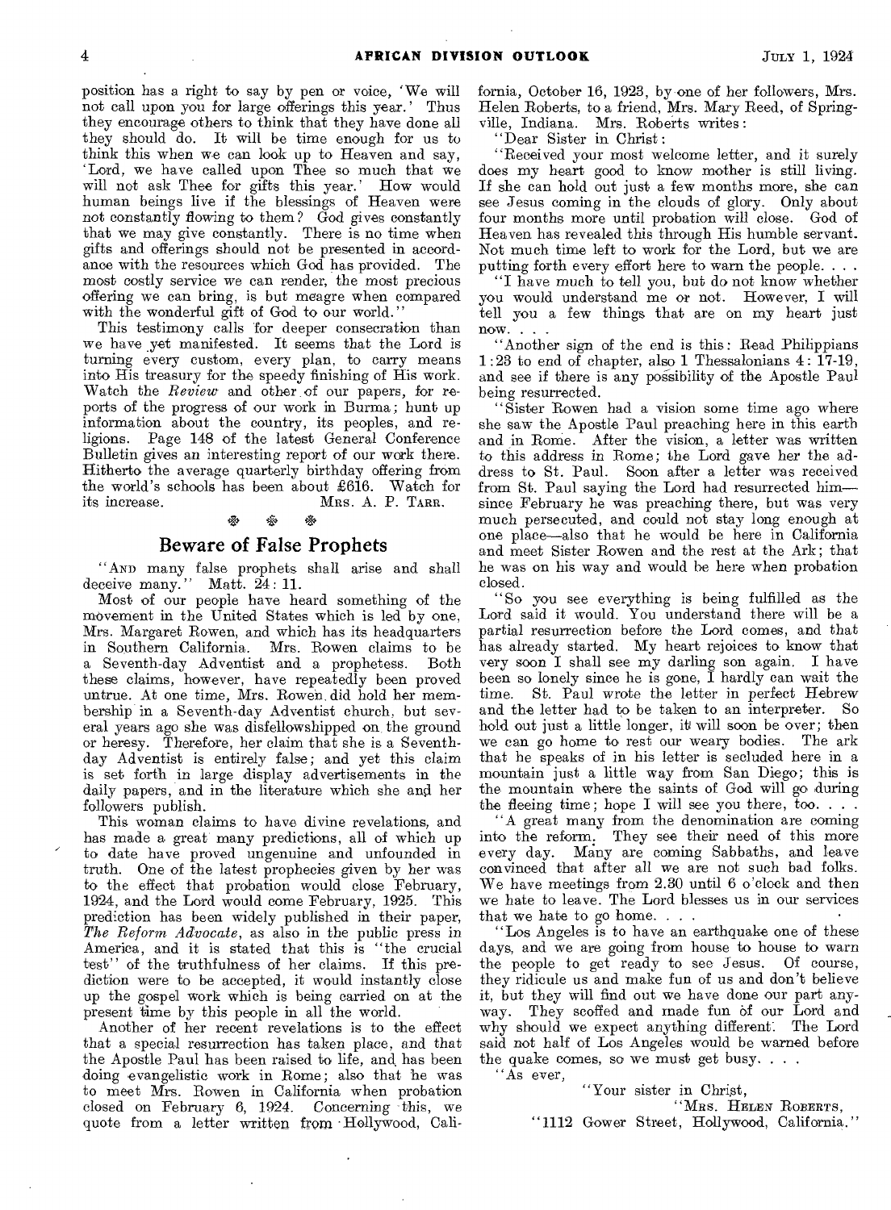position has a right to say by pen or voice, 'We will not call upon you for large offerings this year.' Thus they encourage others to think that they have done all they should do. It will be time enough for us to think this when we can look up to Heaven and say, 'Lord, we have called upon Thee so much that we will not ask Thee for gifts this year.' How would human beings live if the blessings of Heaven were not constantly flowing to them? God gives constantly that we may give constantly. There is no time when gifts and offerings should not be presented in accordance with the resources which God has provided. The most costly service we can render, the most precious offering we can bring, is but meagre when compared with the wonderful gift of God to our world."

This testimony calls for deeper consecration than we have yet manifested. It seems that the Lord is turning every custom, every plan, to carry means into His treasury for the speedy finishing of His work. Watch the *Review* and other of our papers, for reports of the progress of our work in Burma; hunt up information about the country, its peoples, and religions. Page 148 of the latest General Conference Bulletin gives an interesting report of our work there. Hitherto the average quarterly birthday offering from the world's schools has been about £616. Watch for its increase.

MRS. A. P. TARR.

## Beware of False Prophets

"AND many false prophets shall arise and shall deceive many." Matt. 24: 11.

Most of our people have heard something of the movement in the United States which is led by one, Mrs. Margaret Rowen, and which has its headquarters in Southern California. Mrs. Rowen claims to be a Seventh-day Adventist and a prophetess. Both these claims, however, have repeatedly been proved untrue. At one time, Mrs. Rowen did hold her membership in a Seventh-day Adventist church, but several years ago she was disfellowshipped on the ground or heresy. Therefore, her claim that she is a Seventh-day Adventist is entirely false; and yet this claim is set forth in large display advertisements in the daily papers, and in the literature which she and her followers publish.

This woman claims to have divine revelations, and has made a great many predictions, all of which up to date have proved ungenuine and unfounded in truth. One of the latest prophecies given by her was to the effect that probation would close February, 1924, and the Lord would come February, 1925. This prediction has been widely published in their paper, *The Reform Advocate*, as also in the public press in America, and it is stated that this is "the crucial test" of the truthfulness of her claims. If this prediction were to be accepted, it would instantly close up the gospel work which is being carried on at the present time by this people in all the world.

Another of her recent revelations is to the effect that a special resurrection has taken place, and that the Apostle Paul has been raised to life, and has been doing evangelistic work in Rome; also that he was to meet Mrs. Rowen in California when probation closed on February 6, 1924. Concerning this, we quote from a letter written from Hollywood, California, October 16, 1923, by one of her followers, Mrs. Helen Roberts, to a friend, Mrs. Mary Reed, of Springville, Indiana. Mrs. Roberts writes:

"Dear Sister in Christ:

"Received your most welcome letter, and it surely does my heart good to know mother is still living. If she can hold out just a few months more, she can see Jesus coming in the clouds of glory. Only about four months more until probation will close. God of Heaven has revealed this through His humble servant. Not much time left to work for the Lord, but we are putting forth every effort here to warn the people. . . .

"I have much to tell you, but do not know whether you would understand me or not. However, I will tell you a few things that are on my heart just now. . . .

"Another sign of the end is this: Read Philippians 1:23 to end of chapter, also 1 Thessalonians 4: 17-19, and see if there is any possibility of the Apostle Paul being resurrected.

"Sister Rowen had a vision some time ago where she saw the Apostle Paul preaching here in this earth and in Rome. After the vision, a letter was written to this address in Rome; the Lord gave her the address to St. Paul. Soon after a letter was received from St. Paul saying the Lord had resurrected him—since February he was preaching there, but was very much persecuted, and could not stay long enough at one place—also that he would be here in California and meet Sister Rowen and the rest at the Ark; that he was on his way and would be here when probation closed.

"So you see everything is being fulfilled as the Lord said it would. You understand there will be a partial resurrection before the Lord comes, and that has already started. My heart rejoices to know that very soon I shall see my darling son again. I have been so lonely since he is gone, I hardly can wait the time. St. Paul wrote the letter in perfect Hebrew and the letter had to be taken to an interpreter. So hold out just a little longer, it will soon be over; then we can go home to rest our weary bodies. The ark that he speaks of in his letter is secluded here in a mountain just a little way from San Diego; this is the mountain where the saints of God will go during the fleeing time; hope I will see you there, too. . . .

"A great many from the denomination are coming into the reform. They see their need of this more every day. Many are coming Sabbaths, and leave convinced that after all we are not such bad folks. We have meetings from 2.30 until 6 o'clock and then we hate to leave. The Lord blesses us in our services that we hate to go home. . . .

"Los Angeles is to have an earthquake one of these days, and we are going from house to house to warn the people to get ready to see Jesus. Of course, they ridicule us and make fun of us and don't believe it, but they will find out we have done our part anyway. They scoffed and made fun of our Lord and why should we expect anything different. The Lord said not half of Los Angeles would be warned before the quake comes, so we must get busy. . . .

"As ever,

"Your sister in Christ,

"MRS. HELEN ROBERTS,

"1112 Gower Street, Hollywood, California."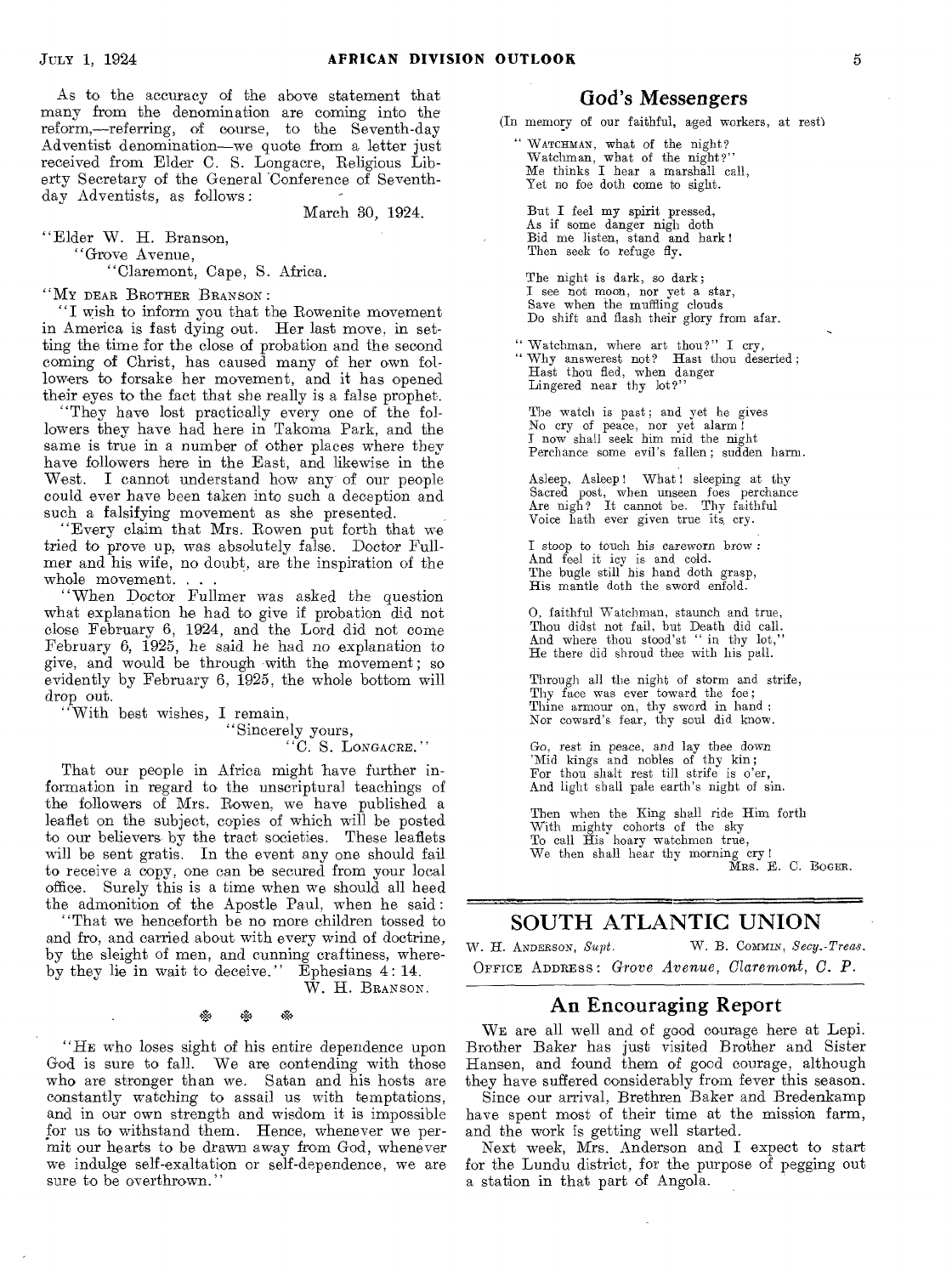As to the accuracy of the above statement that many from the denomination are coming into the reform,—referring, of course, to the Seventh-day Adventist denomination—we quote from a letter just received from Elder C. S. Longacre, Religious Liberty Secretary of the General Conference of Seventh-day Adventists, as follows:

March 30, 1924.

"Elder W. H. Branson,
"Grove Avenue,
"Claremont, Cape, S. Africa.

"MY DEAR BROTHER BRANSON:

"I wish to inform you that the Rowenite movement in America is fast dying out. Her last move, in setting the time for the close of probation and the second coming of Christ, has caused many of her own followers to forsake her movement, and it has opened their eyes to the fact that she really is a false prophet.

"They have lost practically every one of the followers they have had here in Takoma Park, and the same is true in a number of other places where they have followers here in the East, and likewise in the West. I cannot understand how any of our people could ever have been taken into such a deception and such a falsifying movement as she presented.

"Every claim that Mrs. Rowen put forth that we tried to prove up, was absolutely false. Doctor Fullmer and his wife, no doubt, are the inspiration of the whole movement. . . .

"When Doctor Fullmer was asked the question what explanation he had to give if probation did not close February 6, 1924, and the Lord did not come February 6, 1925, he said he had no explanation to give, and would be through with the movement; so evidently by February 6, 1925, the whole bottom will drop out.

"With best wishes, I remain,
"Sincerely yours,
"C. S. LONGACRE."

That our people in Africa might have further information in regard to the unscriptural teachings of the followers of Mrs. Rowen, we have published a leaflet on the subject, copies of which will be posted to our believers by the tract societies. These leaflets will be sent gratis. In the event any one should fail to receive a copy, one can be secured from your local office. Surely this is a time when we should all heed the admonition of the Apostle Paul, when he said:

"That we henceforth be no more children tossed to and fro, and carried about with every wind of doctrine, by the sleight of men, and cunning craftiness, whereby they lie in wait to deceive." Ephesians 4:14.

W. H. BRANSON.

❧ ❧ ❧

"HE who loses sight of his entire dependence upon God is sure to fall. We are contending with those who are stronger than we. Satan and his hosts are constantly watching to assail us with temptations, and in our own strength and wisdom it is impossible for us to withstand them. Hence, whenever we permit our hearts to be drawn away from God, whenever we indulge self-exaltation or self-dependence, we are sure to be overthrown."

## God's Messengers

(In memory of our faithful, aged workers, at rest)

"WATCHMAN, what of the night?
Watchman, what of the night?"
Me thinks I hear a marshall call,
Yet no foe doth come to sight.

But I feel my spirit pressed,
As if some danger nigh doth
Bid me listen, stand and hark!
Then seek to refuge fly.

The night is dark, so dark;
I see not moon, nor yet a star,
Save when the muffling clouds
Do shift and flash their glory from afar.

"Watchman, where art thou?" I cry,
"Why answerest not? Hast thou deserted;
Hast thou fled, when danger
Lingered near thy lot?"

The watch is past; and yet he gives
No cry of peace, nor yet alarm!
I now shall seek him mid the night
Perchance some evil's fallen; sudden harm.

Asleep, Asleep! What! sleeping at thy
Sacred post, when unseen foes perchance
Are nigh? It cannot be. Thy faithful
Voice hath ever given true its cry.

I stoop to touch his careworn brow:
And feel it icy is and cold.
The bugle still his hand doth grasp,
His mantle doth the sword enfold.

O, faithful Watchman, staunch and true,
Thou didst not fail, but Death did call.
And where thou stood'st "in thy lot,"
He there did shroud thee with his pall.

Through all the night of storm and strife,
Thy face was ever toward the foe;
Thine armour on, thy sword in hand;
Nor coward's fear, thy soul did know.

Go, rest in peace, and lay thee down
'Mid kings and nobles of thy kin;
For thou shalt rest till strife is o'er,
And light shall pale earth's night of sin.

Then when the King shall ride Him forth
With mighty cohorts of the sky
To call His hoary watchmen true,
We then shall hear thy morning cry!

MRS. E. C. BOGER.

# SOUTH ATLANTIC UNION

W. H. ANDERSON, *Supt.* W. B. COMMIN, *Secy.-Treas.*

OFFICE ADDRESS: *Grove Avenue, Claremont, C. P.*

## An Encouraging Report

WE are all well and of good courage here at Lepi. Brother Baker has just visited Brother and Sister Hansen, and found them of good courage, although they have suffered considerably from fever this season.

Since our arrival, Brethren Baker and Bredenkamp have spent most of their time at the mission farm, and the work is getting well started.

Next week, Mrs. Anderson and I expect to start for the Lundu district, for the purpose of pegging out a station in that part of Angola.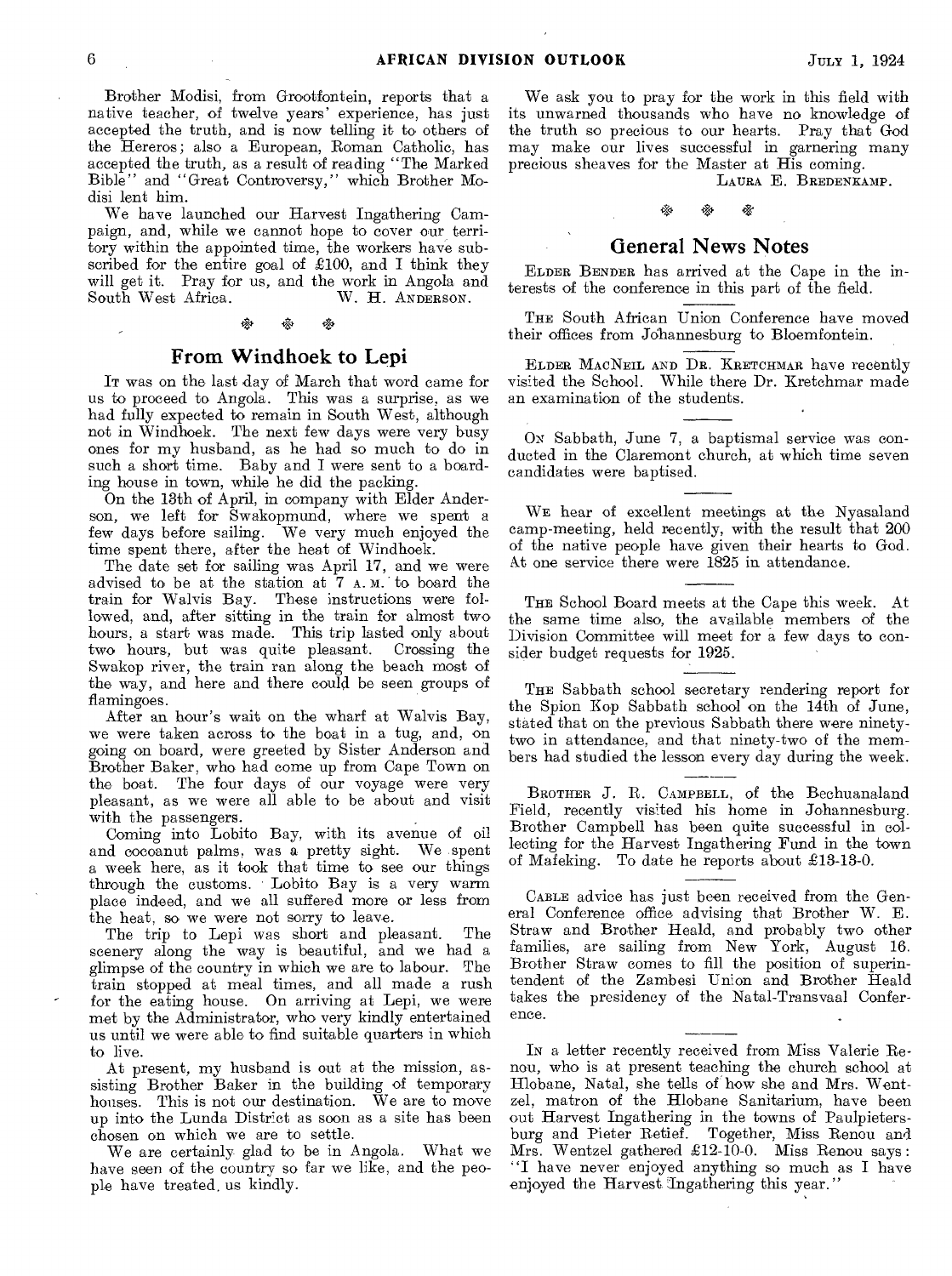Brother Modisi, from Grootfontein, reports that a native teacher, of twelve years' experience, has just accepted the truth, and is now telling it to others of the Hereros; also a European, Roman Catholic, has accepted the truth, as a result of reading "The Marked Bible" and "Great Controversy," which Brother Modisi lent him.

We have launched our Harvest Ingathering Campaign, and, while we cannot hope to cover our territory within the appointed time, the workers have subscribed for the entire goal of £100, and I think they will get it. Pray for us, and the work in Angola and South West Africa.

W. H. ANDERSON.

## From Windhoek to Lepi

It was on the last day of March that word came for us to proceed to Angola. This was a surprise, as we had fully expected to remain in South West, although not in Windhoek. The next few days were very busy ones for my husband, as he had so much to do in such a short time. Baby and I were sent to a boarding house in town, while he did the packing.

On the 13th of April, in company with Elder Anderson, we left for Swakopmund, where we spent a few days before sailing. We very much enjoyed the time spent there, after the heat of Windhoek.

The date set for sailing was April 17, and we were advised to be at the station at 7 A. M. to board the train for Walvis Bay. These instructions were followed, and, after sitting in the train for almost two hours, a start was made. This trip lasted only about two hours, but was quite pleasant. Crossing the Swakop river, the train ran along the beach most of the way, and here and there could be seen groups of flamingoes.

After an hour's wait on the wharf at Walvis Bay, we were taken across to the boat in a tug, and, on going on board, were greeted by Sister Anderson and Brother Baker, who had come up from Cape Town on the boat. The four days of our voyage were very pleasant, as we were all able to be about and visit with the passengers.

Coming into Lobito Bay, with its avenue of oil and cocoanut palms, was a pretty sight. We spent a week here, as it took that time to see our things through the customs. Lobito Bay is a very warm place indeed, and we all suffered more or less from the heat, so we were not sorry to leave.

The trip to Lepi was short and pleasant. The scenery along the way is beautiful, and we had a glimpse of the country in which we are to labour. The train stopped at meal times, and all made a rush for the eating house. On arriving at Lepi, we were met by the Administrator, who very kindly entertained us until we were able to find suitable quarters in which to live.

At present, my husband is out at the mission, assisting Brother Baker in the building of temporary houses. This is not our destination. We are to move up into the Lunda District as soon as a site has been chosen on which we are to settle.

We are certainly glad to be in Angola. What we have seen of the country so far we like, and the people have treated us kindly.

We ask you to pray for the work in this field with its unwarned thousands who have no knowledge of the truth so precious to our hearts. Pray that God may make our lives successful in garnering many precious sheaves for the Master at His coming.

LAURA E. BREDENKAMP.

## General News Notes

ELDER BENDER has arrived at the Cape in the interests of the conference in this part of the field.

---

THE South African Union Conference have moved their offices from Johannesburg to Bloemfontein.

---

ELDER MACNEIL AND DR. KRETCHMAR have recently visited the School. While there Dr. Kretchmar made an examination of the students.

---

ON Sabbath, June 7, a baptismal service was conducted in the Claremont church, at which time seven candidates were baptised.

---

WE hear of excellent meetings at the Nyasaland camp-meeting, held recently, with the result that 200 of the native people have given their hearts to God. At one service there were 1825 in attendance.

---

THE School Board meets at the Cape this week. At the same time also, the available members of the Division Committee will meet for a few days to consider budget requests for 1925.

---

THE Sabbath school secretary rendering report for the Spion Kop Sabbath school on the 14th of June, stated that on the previous Sabbath there were ninety-two in attendance, and that ninety-two of the members had studied the lesson every day during the week.

---

BROTHER J. R. CAMPBELL, of the Bechuanaland Field, recently visited his home in Johannesburg. Brother Campbell has been quite successful in collecting for the Harvest Ingathering Fund in the town of Mafeking. To date he reports about £13-13-0.

---

CABLE advice has just been received from the General Conference office advising that Brother W. E. Straw and Brother Heald, and probably two other families, are sailing from New York, August 16. Brother Straw comes to fill the position of superintendent of the Zambesi Union and Brother Heald takes the presidency of the Natal-Transvaal Conference.

---

IN a letter recently received from Miss Valerie Renou, who is at present teaching the church school at Hlobane, Natal, she tells of how she and Mrs. Wentzel, matron of the Hlobane Sanitarium, have been out Harvest Ingathering in the towns of Paulpietersburg and Pieter Retief. Together, Miss Renou and Mrs. Wentzel gathered £12-10-0. Miss Renou says: "I have never enjoyed anything so much as I have enjoyed the Harvest Ingathering this year."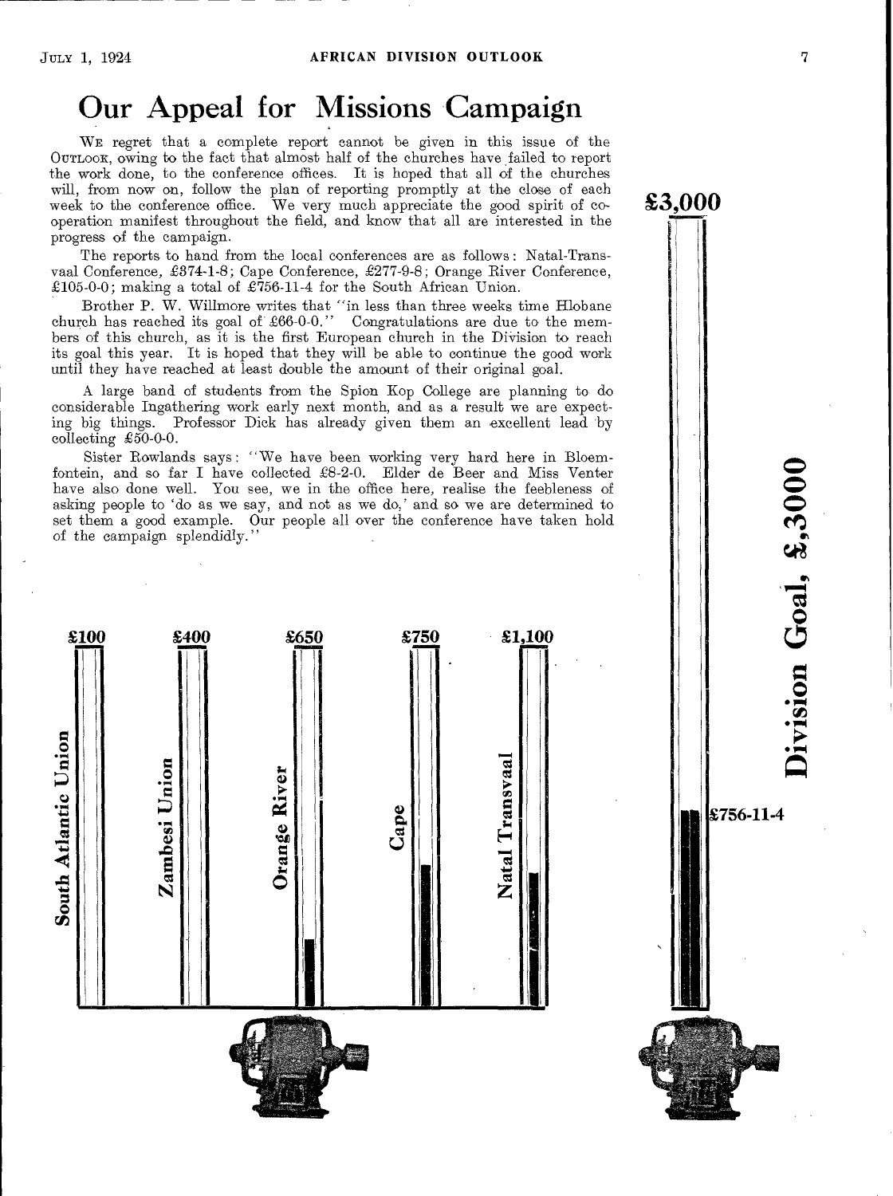# Our Appeal for Missions Campaign

We regret that a complete report cannot be given in this issue of the Outlook, owing to the fact that almost half of the churches have failed to report the work done, to the conference offices. It is hoped that all of the churches will, from now on, follow the plan of reporting promptly at the close of each week to the conference office. We very much appreciate the good spirit of co-operation manifest throughout the field, and know that all are interested in the progress of the campaign.

The reports to hand from the local conferences are as follows: Natal-Transvaal Conference, £374-1-8; Cape Conference, £277-9-8; Orange River Conference, £105-0-0; making a total of £756-11-4 for the South African Union.

Brother P. W. Willmore writes that "in less than three weeks time Hlobane church has reached its goal of £66-0-0." Congratulations are due to the members of this church, as it is the first European church in the Division to reach its goal this year. It is hoped that they will be able to continue the good work until they have reached at least double the amount of their original goal.

A large band of students from the Spion Kop College are planning to do considerable Ingathering work early next month, and as a result we are expecting big things. Professor Dick has already given them an excellent lead by collecting £50-0-0.

Sister Rowlands says: "We have been working very hard here in Bloemfontein, and so far I have collected £8-2-0. Elder de Beer and Miss Venter have also done well. You see, we in the office here, realise the feebleness of asking people to 'do as we say, and not as we do,' and so we are determined to set them a good example. Our people all over the conference have taken hold of the campaign splendidly."

South Atlantic Union £100 — Zambesi Union £400 — Orange River £650 — Cape £750 — Natal Transvaal £1,100

Division Goal, £3000 — £3,000 — £756-11-4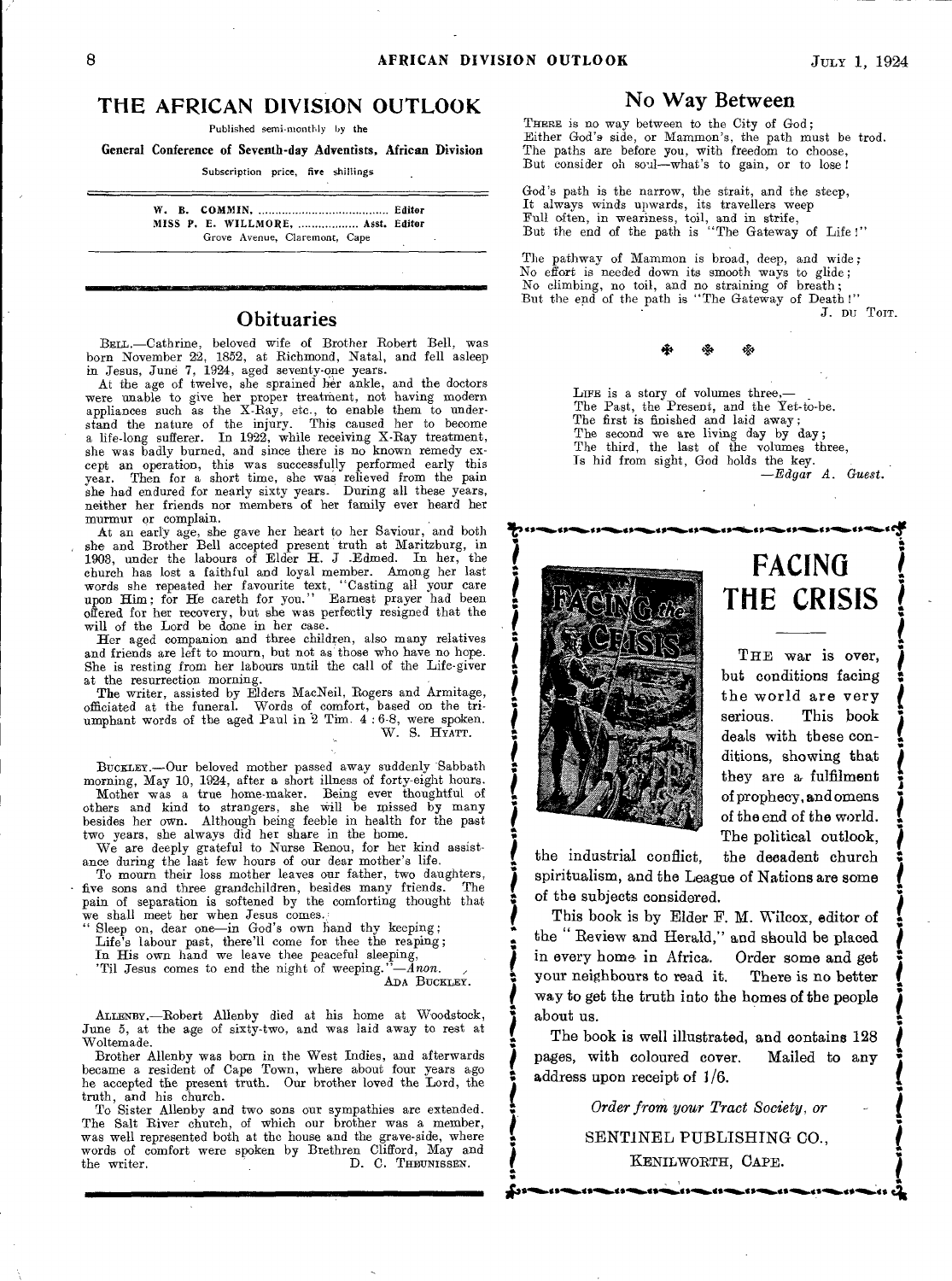# THE AFRICAN DIVISION OUTLOOK

Published semi-monthly by the

General Conference of Seventh-day Adventists, African Division

Subscription price, five shillings

W. B. COMMIN, .................................... Editor
MISS P. E. WILLMORE, .................. Asst. Editor
Grove Avenue, Claremont, Cape

## Obituaries

BELL.—Cathrine, beloved wife of Brother Robert Bell, was born November 22, 1852, at Richmond, Natal, and fell asleep in Jesus, June 7, 1924, aged seventy-one years.

At the age of twelve, she sprained her ankle, and the doctors were unable to give her proper treatment, not having modern appliances such as the X-Ray, etc., to enable them to understand the nature of the injury. This caused her to become a life-long sufferer. In 1922, while receiving X-Ray treatment, she was badly burned, and since there is no known remedy except an operation, this was successfully performed early this year. Then for a short time, she was relieved from the pain she had endured for nearly sixty years. During all these years, neither her friends nor members of her family ever heard her murmur or complain.

At an early age, she gave her heart to her Saviour, and both she and Brother Bell accepted present truth at Maritzburg, in 1903, under the labours of Elder H. J. Edmed. In her, the church has lost a faithful and loyal member. Among her last words she repeated her favourite text, "Casting all your care upon Him; for He careth for you." Earnest prayer had been offered for her recovery, but she was perfectly resigned that the will of the Lord be done in her case.

Her aged companion and three children, also many relatives and friends are left to mourn, but not as those who have no hope. She is resting from her labours until the call of the Life-giver at the resurrection morning.

The writer, assisted by Elders MacNeil, Rogers and Armitage, officiated at the funeral. Words of comfort, based on the triumphant words of the aged Paul in 2 Tim. 4 : 6-8, were spoken.

W. S. HYATT.

BUCKLEY.—Our beloved mother passed away suddenly Sabbath morning, May 10, 1924, after a short illness of forty-eight hours.

Mother was a true home-maker. Being ever thoughtful of others and kind to strangers, she will be missed by many besides her own. Although being feeble in health for the past two years, she always did her share in the home.

We are deeply grateful to Nurse Renou, for her kind assistance during the last few hours of our dear mother's life.

To mourn their loss mother leaves our father, two daughters, five sons and three grandchildren, besides many friends. The pain of separation is softened by the comforting thought that we shall meet her when Jesus comes.

" Sleep on, dear one—in God's own hand thy keeping;
Life's labour past, there'll come for thee the reaping;
In His own hand we leave thee peaceful sleeping,
'Til Jesus comes to end the night of weeping."—*Anon.*

ADA BUCKLEY.

ALLENBY.—Robert Allenby died at his home at Woodstock, June 5, at the age of sixty-two, and was laid away to rest at Woltemade.

Brother Allenby was born in the West Indies, and afterwards became a resident of Cape Town, where about four years ago he accepted the present truth. Our brother loved the Lord, the truth, and his church.

To Sister Allenby and two sons our sympathies are extended. The Salt River church, of which our brother was a member, was well represented both at the house and the grave-side, where words of comfort were spoken by Brethren Clifford, May and the writer.

D. C. THEUNISSEN.

## No Way Between

THERE is no way between to the City of God;
Either God's side, or Mammon's, the path must be trod.
The paths are before you, with freedom to choose,
But consider oh soul—what's to gain, or to lose!

God's path is the narrow, the strait, and the steep,
It always winds upwards, its travellers weep
Full often, in weariness, toil, and in strife,
But the end of the path is "The Gateway of Life!"

The pathway of Mammon is broad, deep, and wide;
No effort is needed down its smooth ways to glide;
No climbing, no toil, and no straining of breath;
But the end of the path is "The Gateway of Death!"

J. DU TOIT.

LIFE is a story of volumes three,—
The Past, the Present, and the Yet-to-be.
The first is finished and laid away;
The second we are living day by day;
The third, the last of the volumes three,
Is hid from sight, God holds the key.

—*Edgar A. Guest.*

# FACING THE CRISIS

THE war is over, but conditions facing the world are very serious. This book deals with these conditions, showing that they are a fulfilment of prophecy, and omens of the end of the world. The political outlook, the industrial conflict, the decadent church spiritualism, and the League of Nations are some of the subjects considered.

This book is by Elder F. M. Wilcox, editor of the "Review and Herald," and should be placed in every home in Africa. Order some and get your neighbours to read it. There is no better way to get the truth into the homes of the people about us.

The book is well illustrated, and contains 128 pages, with coloured cover. Mailed to any address upon receipt of 1/6.

*Order from your Tract Society, or*

SENTINEL PUBLISHING CO.,
KENILWORTH, CAPE.